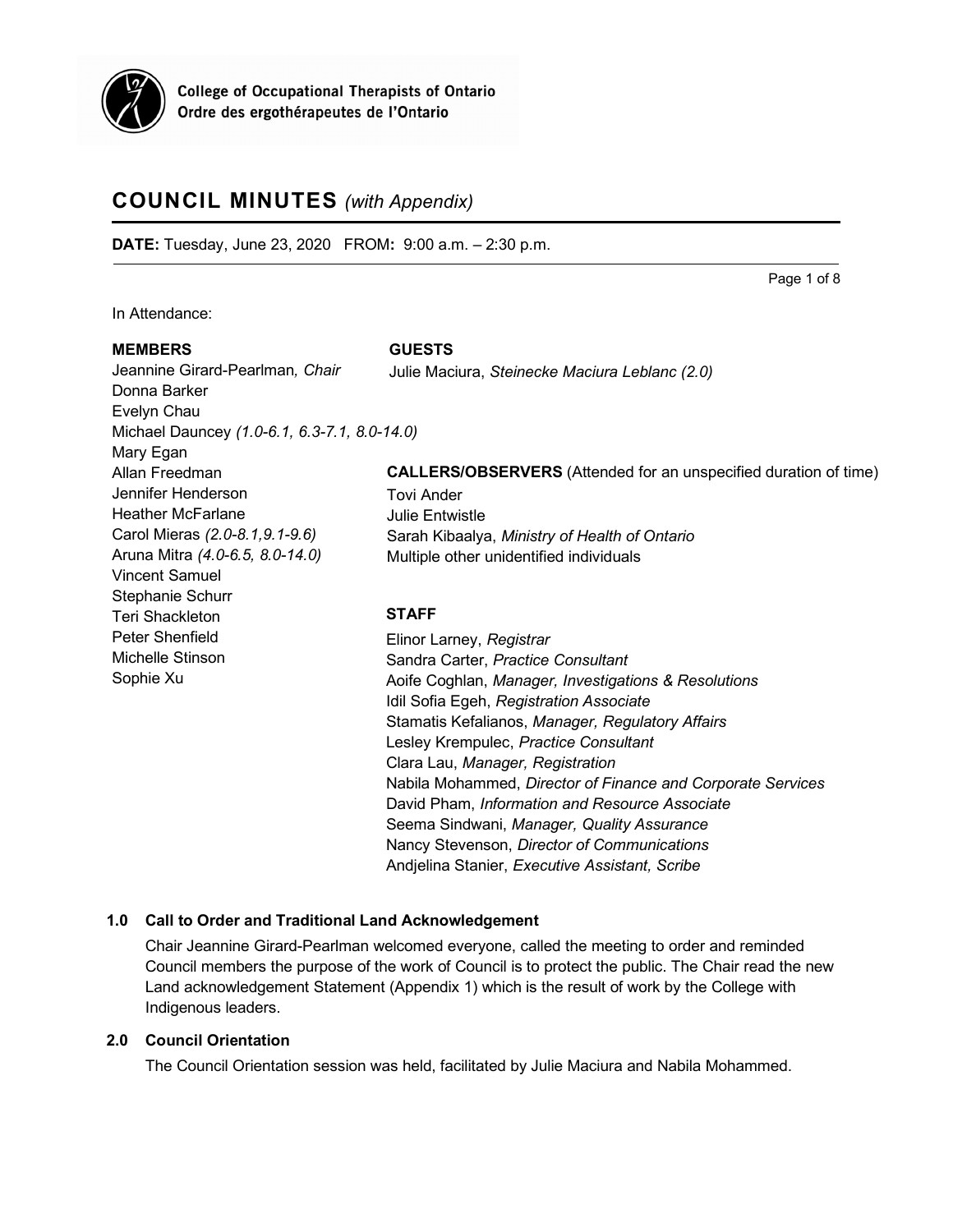College of Occupational Therapists of Ontario
Ordre des ergothérapeutes de l'Ontario

# COUNCIL MINUTES *(with Appendix)*

**DATE:** Tuesday, June 23, 2020 FROM**:** 9:00 a.m. – 2:30 p.m.

In Attendance:

**MEMBERS**

Jeannine Girard-Pearlman*, Chair*
Donna Barker
Evelyn Chau
Michael Dauncey *(1.0-6.1, 6.3-7.1, 8.0-14.0)*
Mary Egan
Allan Freedman
Jennifer Henderson
Heather McFarlane
Carol Mieras *(2.0-8.1,9.1-9.6)*
Aruna Mitra *(4.0-6.5, 8.0-14.0)*
Vincent Samuel
Stephanie Schurr
Teri Shackleton
Peter Shenfield
Michelle Stinson
Sophie Xu

**GUESTS**

Julie Maciura, *Steinecke Maciura Leblanc (2.0)*

**CALLERS/OBSERVERS** (Attended for an unspecified duration of time)

Tovi Ander
Julie Entwistle
Sarah Kibaalya, *Ministry of Health of Ontario*
Multiple other unidentified individuals

**STAFF**

Elinor Larney, *Registrar*
Sandra Carter, *Practice Consultant*
Aoife Coghlan, *Manager, Investigations & Resolutions*
Idil Sofia Egeh, *Registration Associate*
Stamatis Kefalianos, *Manager, Regulatory Affairs*
Lesley Krempulec, *Practice Consultant*
Clara Lau, *Manager, Registration*
Nabila Mohammed, *Director of Finance and Corporate Services*
David Pham, *Information and Resource Associate*
Seema Sindwani, *Manager, Quality Assurance*
Nancy Stevenson, *Director of Communications*
Andjelina Stanier, *Executive Assistant, Scribe*

## 1.0 Call to Order and Traditional Land Acknowledgement

Chair Jeannine Girard-Pearlman welcomed everyone, called the meeting to order and reminded Council members the purpose of the work of Council is to protect the public. The Chair read the new Land acknowledgement Statement (Appendix 1) which is the result of work by the College with Indigenous leaders.

## 2.0 Council Orientation

The Council Orientation session was held, facilitated by Julie Maciura and Nabila Mohammed.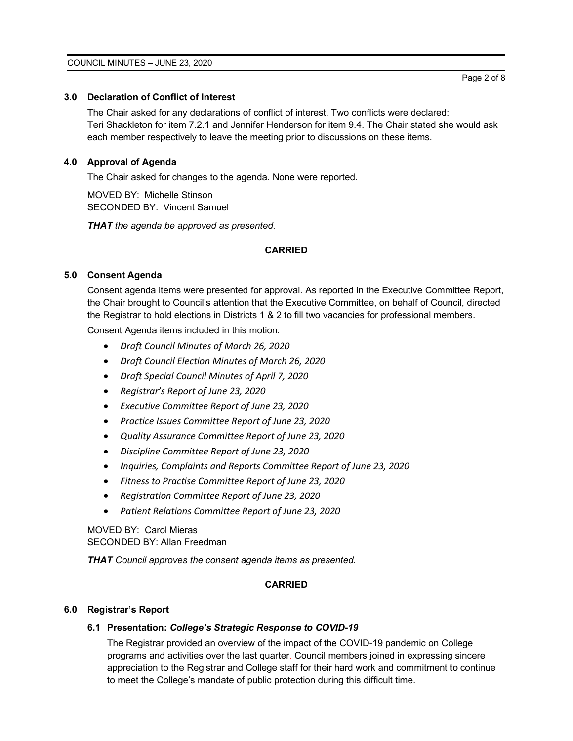## 3.0 Declaration of Conflict of Interest

The Chair asked for any declarations of conflict of interest. Two conflicts were declared: Teri Shackleton for item 7.2.1 and Jennifer Henderson for item 9.4. The Chair stated she would ask each member respectively to leave the meeting prior to discussions on these items.

## 4.0 Approval of Agenda

The Chair asked for changes to the agenda. None were reported.

MOVED BY: Michelle Stinson
SECONDED BY: Vincent Samuel

***THAT*** *the agenda be approved as presented.*

**CARRIED**

## 5.0 Consent Agenda

Consent agenda items were presented for approval. As reported in the Executive Committee Report, the Chair brought to Council's attention that the Executive Committee, on behalf of Council, directed the Registrar to hold elections in Districts 1 & 2 to fill two vacancies for professional members.

Consent Agenda items included in this motion:

- *Draft Council Minutes of March 26, 2020*
- *Draft Council Election Minutes of March 26, 2020*
- *Draft Special Council Minutes of April 7, 2020*
- *Registrar's Report of June 23, 2020*
- *Executive Committee Report of June 23, 2020*
- *Practice Issues Committee Report of June 23, 2020*
- *Quality Assurance Committee Report of June 23, 2020*
- *Discipline Committee Report of June 23, 2020*
- *Inquiries, Complaints and Reports Committee Report of June 23, 2020*
- *Fitness to Practise Committee Report of June 23, 2020*
- *Registration Committee Report of June 23, 2020*
- *Patient Relations Committee Report of June 23, 2020*

MOVED BY: Carol Mieras
SECONDED BY: Allan Freedman

***THAT*** *Council approves the consent agenda items as presented.*

**CARRIED**

## 6.0 Registrar's Report

### 6.1 Presentation: *College's Strategic Response to COVID-19*

The Registrar provided an overview of the impact of the COVID-19 pandemic on College programs and activities over the last quarter. Council members joined in expressing sincere appreciation to the Registrar and College staff for their hard work and commitment to continue to meet the College's mandate of public protection during this difficult time.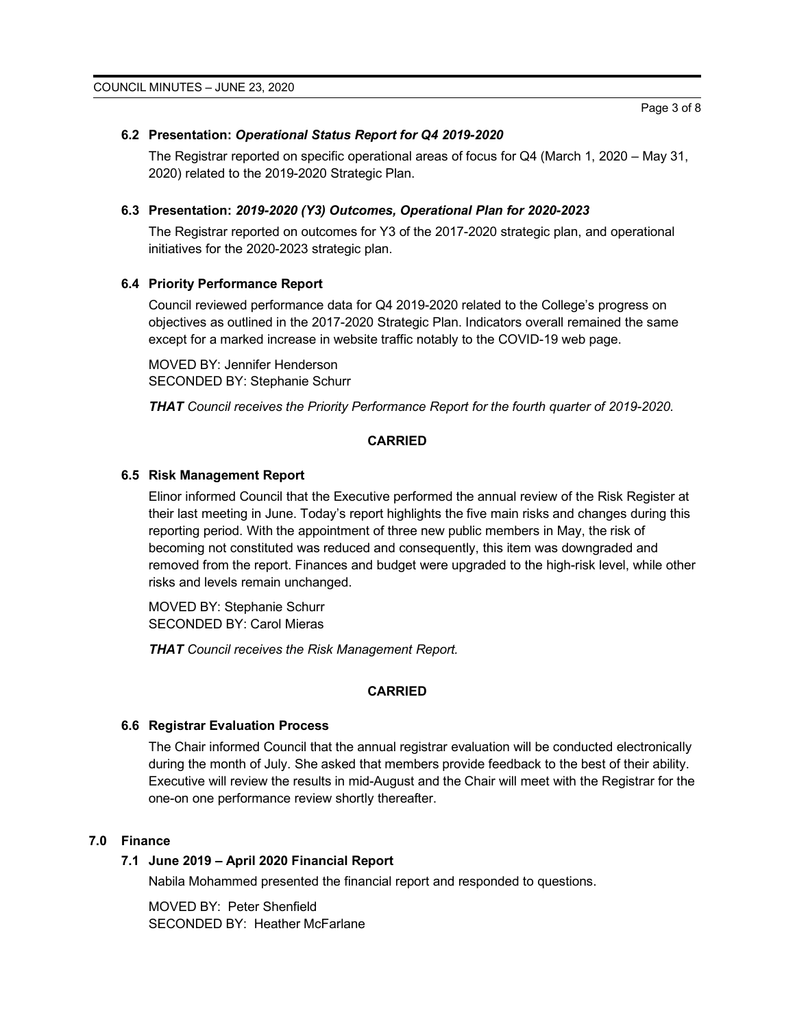### 6.2 Presentation: *Operational Status Report for Q4 2019-2020*

The Registrar reported on specific operational areas of focus for Q4 (March 1, 2020 – May 31, 2020) related to the 2019-2020 Strategic Plan.

### 6.3 Presentation: *2019-2020 (Y3) Outcomes, Operational Plan for 2020-2023*

The Registrar reported on outcomes for Y3 of the 2017-2020 strategic plan, and operational initiatives for the 2020-2023 strategic plan.

### 6.4 Priority Performance Report

Council reviewed performance data for Q4 2019-2020 related to the College's progress on objectives as outlined in the 2017-2020 Strategic Plan. Indicators overall remained the same except for a marked increase in website traffic notably to the COVID-19 web page.

MOVED BY: Jennifer Henderson
SECONDED BY: Stephanie Schurr

***THAT*** *Council receives the Priority Performance Report for the fourth quarter of 2019-2020.*

**CARRIED**

### 6.5 Risk Management Report

Elinor informed Council that the Executive performed the annual review of the Risk Register at their last meeting in June. Today's report highlights the five main risks and changes during this reporting period. With the appointment of three new public members in May, the risk of becoming not constituted was reduced and consequently, this item was downgraded and removed from the report. Finances and budget were upgraded to the high-risk level, while other risks and levels remain unchanged.

MOVED BY: Stephanie Schurr
SECONDED BY: Carol Mieras

***THAT*** *Council receives the Risk Management Report.*

**CARRIED**

### 6.6 Registrar Evaluation Process

The Chair informed Council that the annual registrar evaluation will be conducted electronically during the month of July. She asked that members provide feedback to the best of their ability. Executive will review the results in mid-August and the Chair will meet with the Registrar for the one-on one performance review shortly thereafter.

## 7.0 Finance

### 7.1 June 2019 – April 2020 Financial Report

Nabila Mohammed presented the financial report and responded to questions.

MOVED BY: Peter Shenfield
SECONDED BY: Heather McFarlane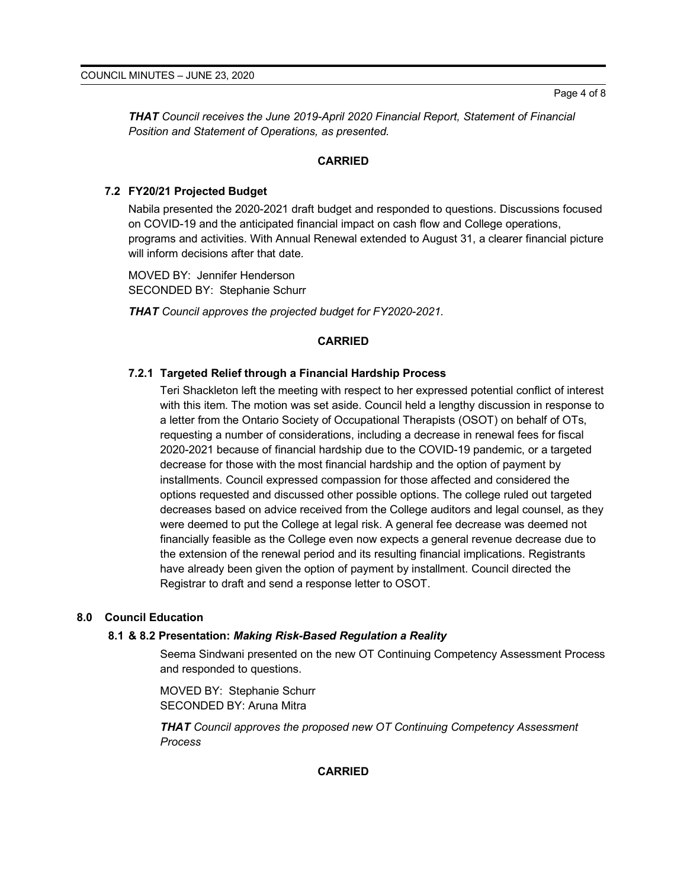***THAT*** *Council receives the June 2019-April 2020 Financial Report, Statement of Financial Position and Statement of Operations, as presented.*

**CARRIED**

### 7.2 FY20/21 Projected Budget

Nabila presented the 2020-2021 draft budget and responded to questions. Discussions focused on COVID-19 and the anticipated financial impact on cash flow and College operations, programs and activities. With Annual Renewal extended to August 31, a clearer financial picture will inform decisions after that date.

MOVED BY: Jennifer Henderson
SECONDED BY: Stephanie Schurr

***THAT*** *Council approves the projected budget for FY2020-2021.*

**CARRIED**

#### 7.2.1 Targeted Relief through a Financial Hardship Process

Teri Shackleton left the meeting with respect to her expressed potential conflict of interest with this item. The motion was set aside. Council held a lengthy discussion in response to a letter from the Ontario Society of Occupational Therapists (OSOT) on behalf of OTs, requesting a number of considerations, including a decrease in renewal fees for fiscal 2020-2021 because of financial hardship due to the COVID-19 pandemic, or a targeted decrease for those with the most financial hardship and the option of payment by installments. Council expressed compassion for those affected and considered the options requested and discussed other possible options. The college ruled out targeted decreases based on advice received from the College auditors and legal counsel, as they were deemed to put the College at legal risk. A general fee decrease was deemed not financially feasible as the College even now expects a general revenue decrease due to the extension of the renewal period and its resulting financial implications. Registrants have already been given the option of payment by installment. Council directed the Registrar to draft and send a response letter to OSOT.

## 8.0 Council Education

### 8.1 & 8.2 Presentation: *Making Risk-Based Regulation a Reality*

Seema Sindwani presented on the new OT Continuing Competency Assessment Process and responded to questions.

MOVED BY: Stephanie Schurr
SECONDED BY: Aruna Mitra

***THAT*** *Council approves the proposed new OT Continuing Competency Assessment Process*

**CARRIED**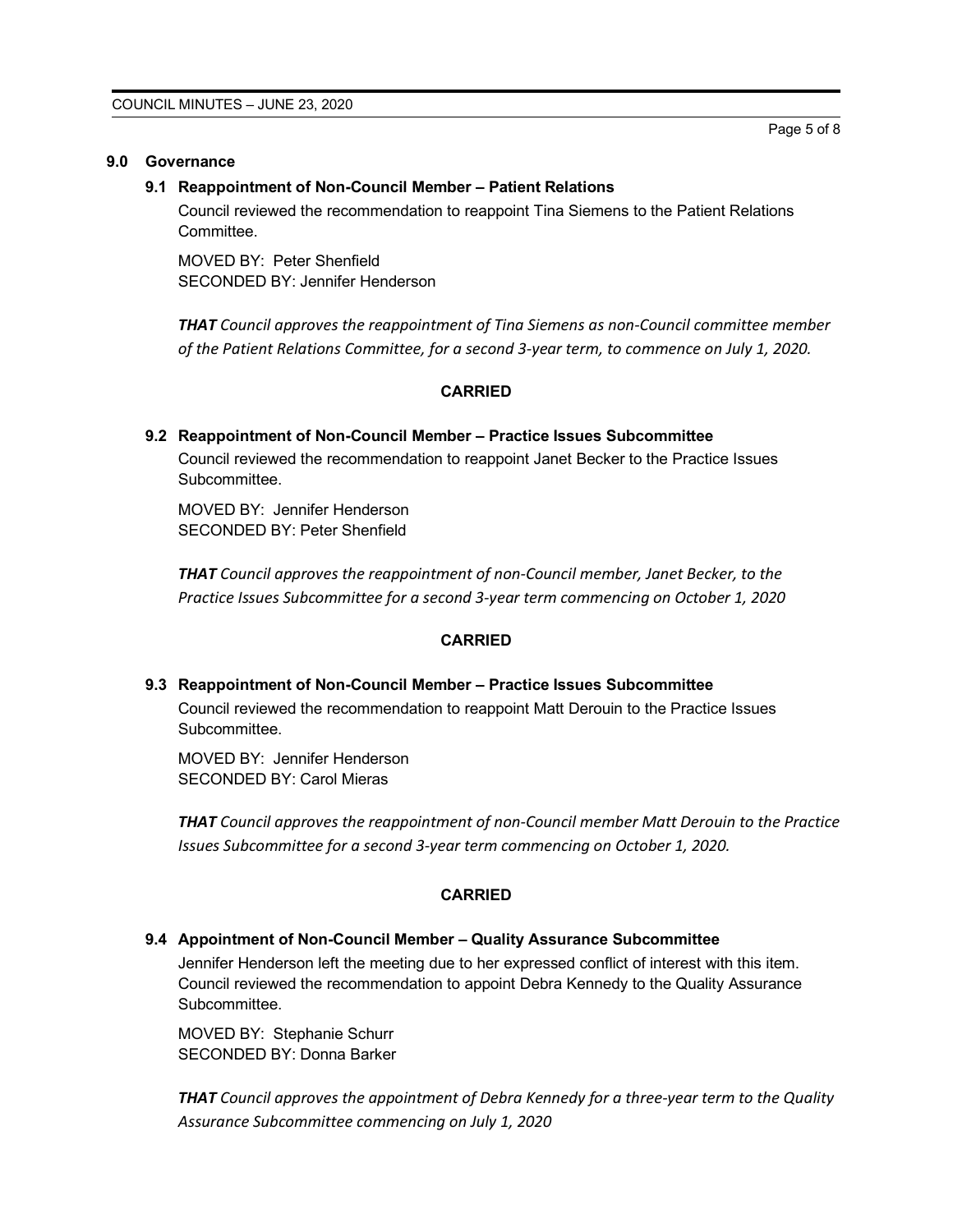## 9.0 Governance

### 9.1 Reappointment of Non-Council Member – Patient Relations

Council reviewed the recommendation to reappoint Tina Siemens to the Patient Relations Committee.

MOVED BY: Peter Shenfield
SECONDED BY: Jennifer Henderson

***THAT** Council approves the reappointment of Tina Siemens as non-Council committee member of the Patient Relations Committee, for a second 3-year term, to commence on July 1, 2020.*

**CARRIED**

### 9.2 Reappointment of Non-Council Member – Practice Issues Subcommittee

Council reviewed the recommendation to reappoint Janet Becker to the Practice Issues Subcommittee.

MOVED BY: Jennifer Henderson
SECONDED BY: Peter Shenfield

***THAT** Council approves the reappointment of non-Council member, Janet Becker, to the Practice Issues Subcommittee for a second 3-year term commencing on October 1, 2020*

**CARRIED**

### 9.3 Reappointment of Non-Council Member – Practice Issues Subcommittee

Council reviewed the recommendation to reappoint Matt Derouin to the Practice Issues Subcommittee.

MOVED BY: Jennifer Henderson
SECONDED BY: Carol Mieras

***THAT** Council approves the reappointment of non-Council member Matt Derouin to the Practice Issues Subcommittee for a second 3-year term commencing on October 1, 2020.*

**CARRIED**

### 9.4 Appointment of Non-Council Member – Quality Assurance Subcommittee

Jennifer Henderson left the meeting due to her expressed conflict of interest with this item. Council reviewed the recommendation to appoint Debra Kennedy to the Quality Assurance Subcommittee.

MOVED BY: Stephanie Schurr
SECONDED BY: Donna Barker

***THAT** Council approves the appointment of Debra Kennedy for a three-year term to the Quality Assurance Subcommittee commencing on July 1, 2020*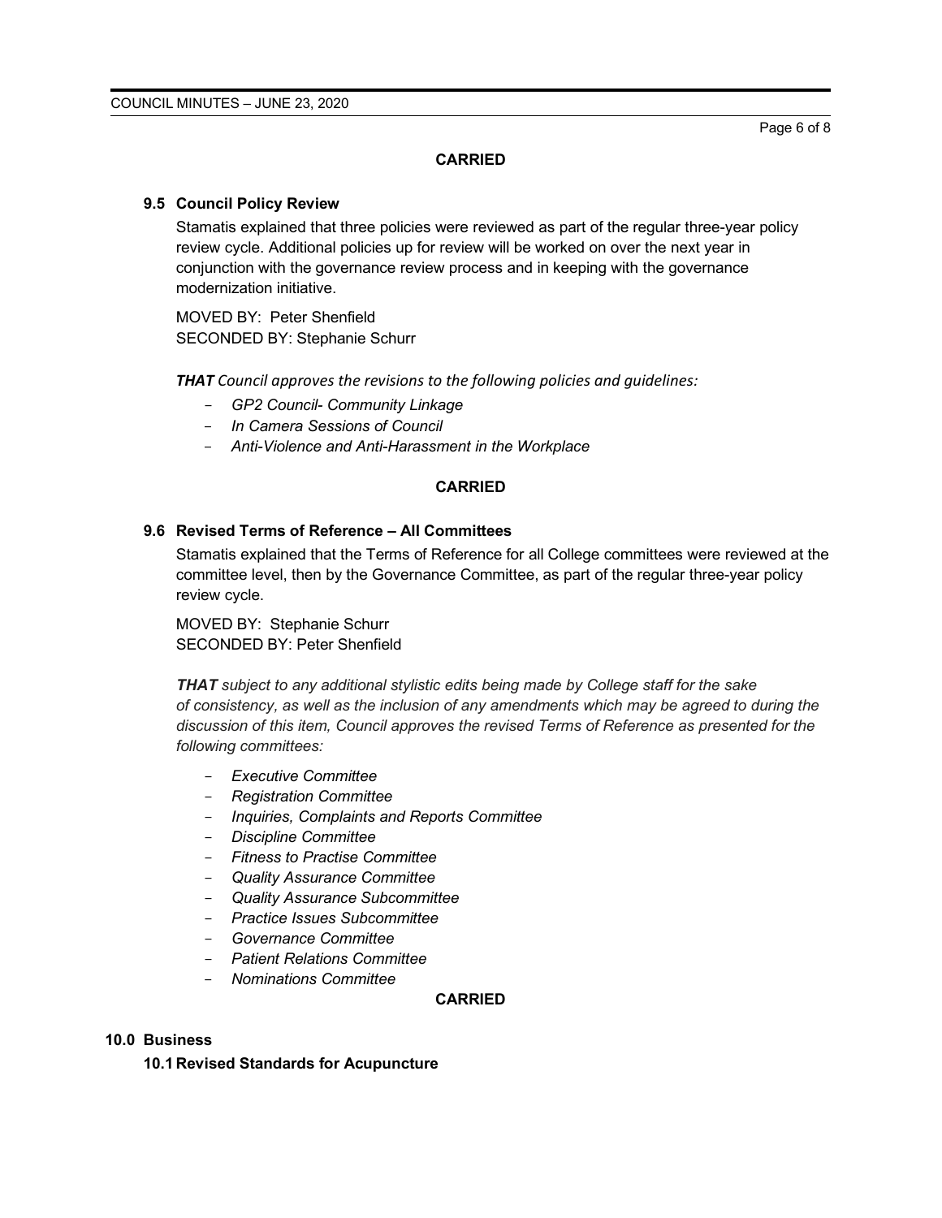**CARRIED**

### 9.5 Council Policy Review

Stamatis explained that three policies were reviewed as part of the regular three-year policy review cycle. Additional policies up for review will be worked on over the next year in conjunction with the governance review process and in keeping with the governance modernization initiative.

MOVED BY: Peter Shenfield
SECONDED BY: Stephanie Schurr

***THAT** Council approves the revisions to the following policies and guidelines:*

- *GP2 Council- Community Linkage*
- *In Camera Sessions of Council*
- *Anti-Violence and Anti-Harassment in the Workplace*

**CARRIED**

### 9.6 Revised Terms of Reference – All Committees

Stamatis explained that the Terms of Reference for all College committees were reviewed at the committee level, then by the Governance Committee, as part of the regular three-year policy review cycle.

MOVED BY: Stephanie Schurr
SECONDED BY: Peter Shenfield

***THAT** subject to any additional stylistic edits being made by College staff for the sake of consistency, as well as the inclusion of any amendments which may be agreed to during the discussion of this item, Council approves the revised Terms of Reference as presented for the following committees:*

- *Executive Committee*
- *Registration Committee*
- *Inquiries, Complaints and Reports Committee*
- *Discipline Committee*
- *Fitness to Practise Committee*
- *Quality Assurance Committee*
- *Quality Assurance Subcommittee*
- *Practice Issues Subcommittee*
- *Governance Committee*
- *Patient Relations Committee*
- *Nominations Committee*

**CARRIED**

## 10.0 Business

### 10.1 Revised Standards for Acupuncture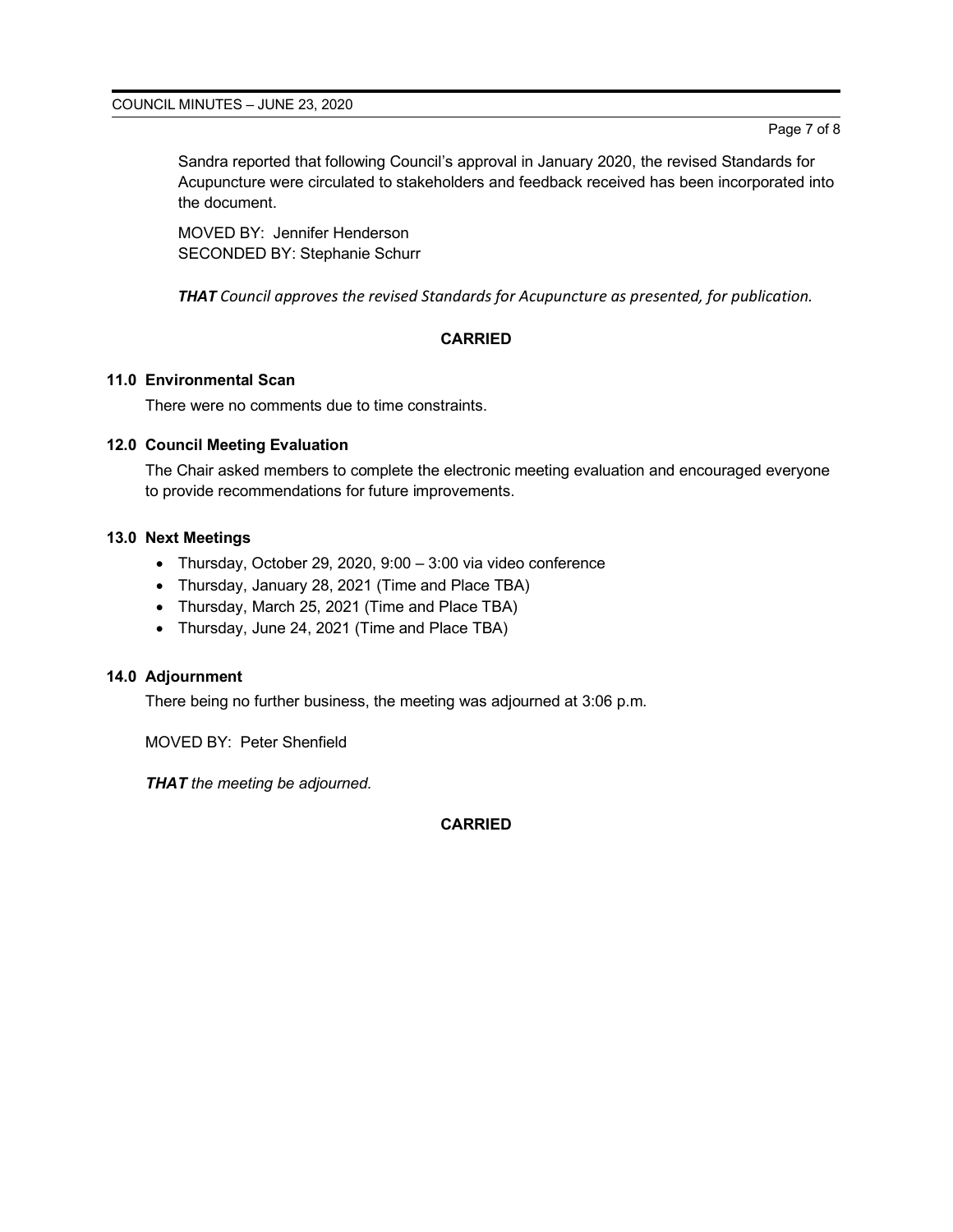Sandra reported that following Council's approval in January 2020, the revised Standards for Acupuncture were circulated to stakeholders and feedback received has been incorporated into the document.

MOVED BY: Jennifer Henderson
SECONDED BY: Stephanie Schurr

***THAT*** *Council approves the revised Standards for Acupuncture as presented, for publication.*

**CARRIED**

### 11.0 Environmental Scan

There were no comments due to time constraints.

### 12.0 Council Meeting Evaluation

The Chair asked members to complete the electronic meeting evaluation and encouraged everyone to provide recommendations for future improvements.

### 13.0 Next Meetings

- Thursday, October 29, 2020, 9:00 – 3:00 via video conference
- Thursday, January 28, 2021 (Time and Place TBA)
- Thursday, March 25, 2021 (Time and Place TBA)
- Thursday, June 24, 2021 (Time and Place TBA)

### 14.0 Adjournment

There being no further business, the meeting was adjourned at 3:06 p.m.

MOVED BY: Peter Shenfield

***THAT*** *the meeting be adjourned.*

**CARRIED**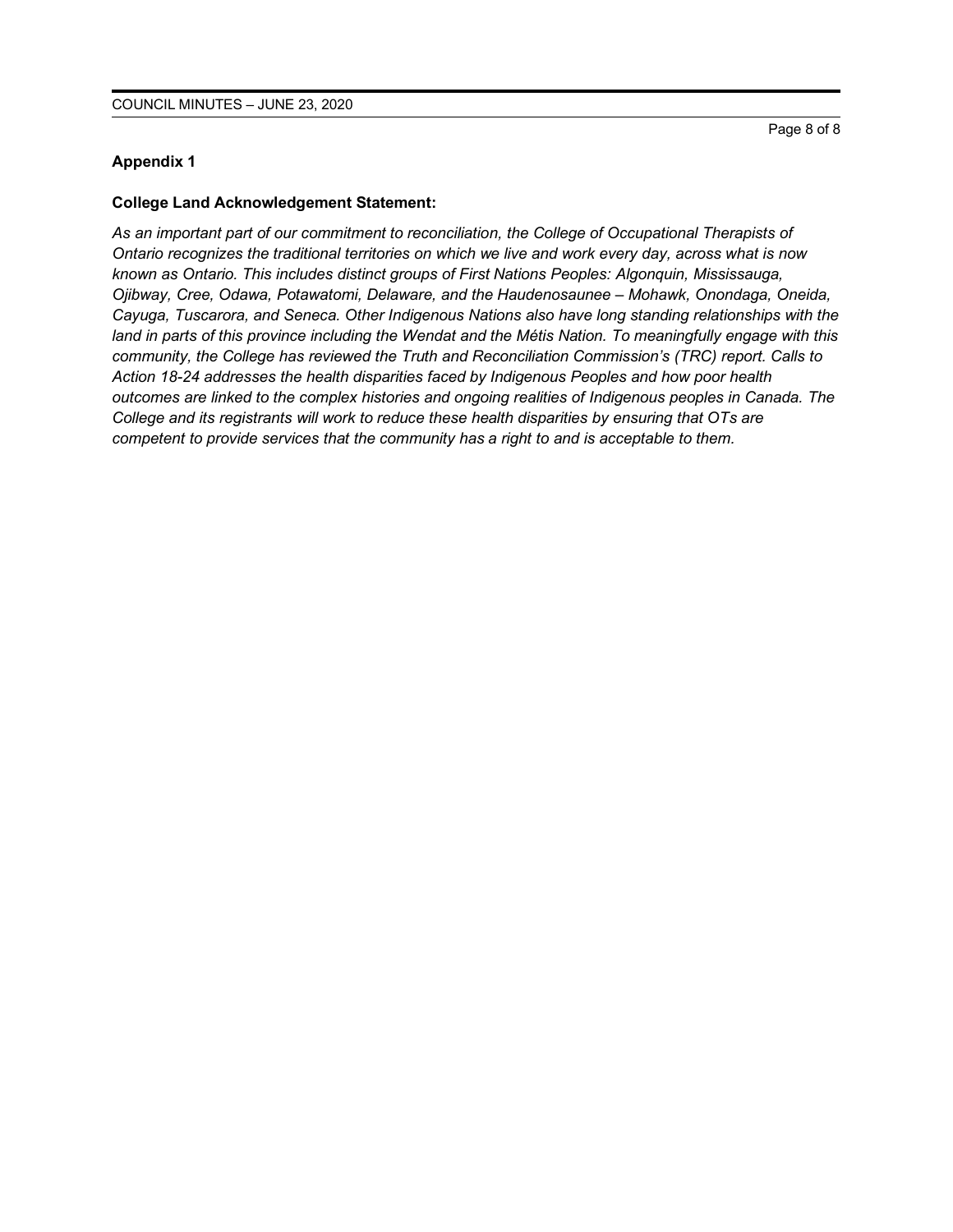**Appendix 1**

**College Land Acknowledgement Statement:**

*As an important part of our commitment to reconciliation, the College of Occupational Therapists of Ontario recognizes the traditional territories on which we live and work every day, across what is now known as Ontario. This includes distinct groups of First Nations Peoples: Algonquin, Mississauga, Ojibway, Cree, Odawa, Potawatomi, Delaware, and the Haudenosaunee – Mohawk, Onondaga, Oneida, Cayuga, Tuscarora, and Seneca. Other Indigenous Nations also have long standing relationships with the land in parts of this province including the Wendat and the Métis Nation. To meaningfully engage with this community, the College has reviewed the Truth and Reconciliation Commission's (TRC) report. Calls to Action 18-24 addresses the health disparities faced by Indigenous Peoples and how poor health outcomes are linked to the complex histories and ongoing realities of Indigenous peoples in Canada. The College and its registrants will work to reduce these health disparities by ensuring that OTs are competent to provide services that the community has a right to and is acceptable to them.*